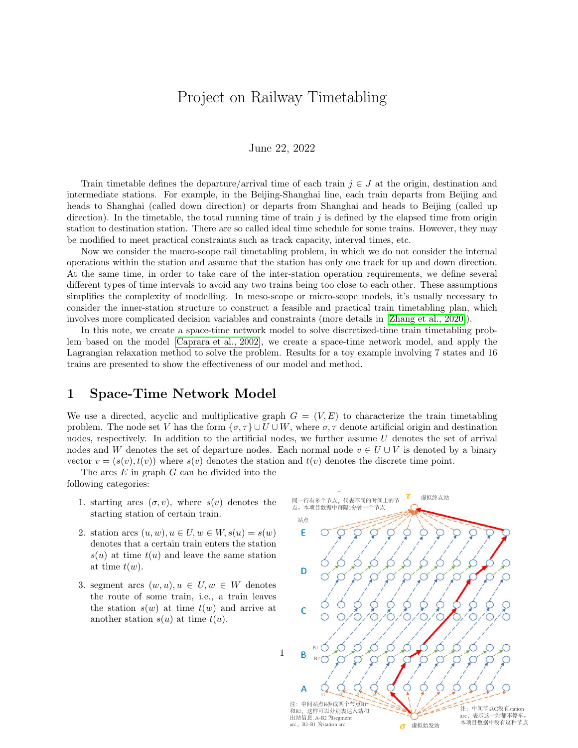# Project on Railway Timetabling

June 22, 2022

Train timetable defines the departure/arrival time of each train $j \in J$ at the origin, destination and intermediate stations. For example, in the Beijing-Shanghai line, each train departs from Beijing and heads to Shanghai (called down direction) or departs from Shanghai and heads to Beijing (called up direction). In the timetable, the total running time of train $j$ is defined by the elapsed time from origin station to destination station. There are so called ideal time schedule for some trains. However, they may be modified to meet practical constraints such as track capacity, interval times, etc.

Now we consider the macro-scope rail timetabling problem, in which we do not consider the internal operations within the station and assume that the station has only one track for up and down direction. At the same time, in order to take care of the inter-station operation requirements, we define several different types of time intervals to avoid any two trains being too close to each other. These assumptions simplifies the complexity of modelling. In meso-scope or micro-scope models, it's usually necessary to consider the inner-station structure to construct a feasible and practical train timetabling plan, which involves more complicated decision variables and constraints (more details in [Zhang et al., 2020]).

In this note, we create a space-time network model to solve discretized-time train timetabling problem based on the model [Caprara et al., 2002], we create a space-time network model, and apply the Lagrangian relaxation method to solve the problem. Results for a toy example involving 7 states and 16 trains are presented to show the effectiveness of our model and method.

## 1 Space-Time Network Model

We use a directed, acyclic and multiplicative graph $G = (V, E)$ to characterize the train timetabling problem. The node set $V$ has the form $\{\sigma, \tau\} \cup U \cup W$, where $\sigma, \tau$ denote artificial origin and destination nodes, respectively. In addition to the artificial nodes, we further assume $U$ denotes the set of arrival nodes and $W$ denotes the set of departure nodes. Each normal node $v \in U \cup V$ is denoted by a binary vector $v = (s(v), t(v))$ where $s(v)$ denotes the station and $t(v)$ denotes the discrete time point.

The arcs $E$ in graph $G$ can be divided into the following categories:

1. starting arcs $(\sigma, v)$, where $s(v)$ denotes the starting station of certain train.
2. station arcs $(u, w), u \in U, w \in W, s(u) = s(w)$ denotes that a certain train enters the station $s(u)$ at time $t(u)$ and leave the same station at time $t(w)$.
3. segment arcs $(w, u), u \in U, w \in W$ denotes the route of some train, i.e., a train leaves the station $s(w)$ at time $t(w)$ and arrive at another station $s(u)$ at time $t(u)$.

同一行有多个节点，代表不同的时间上的节点。本项目数据中每隔1分钟一个节点

$\tau$ 虚拟终点站

站点

注：中间站点B拆成两个节点B1和B2，这样可以分别表达入站和出站信息. A-B2 为segment arc，B2-B1 为station arc

$\sigma$ 虚拟始发站

注：中间节点C没有station arc，表示这一站都不停车。本项目数据中没有这种节点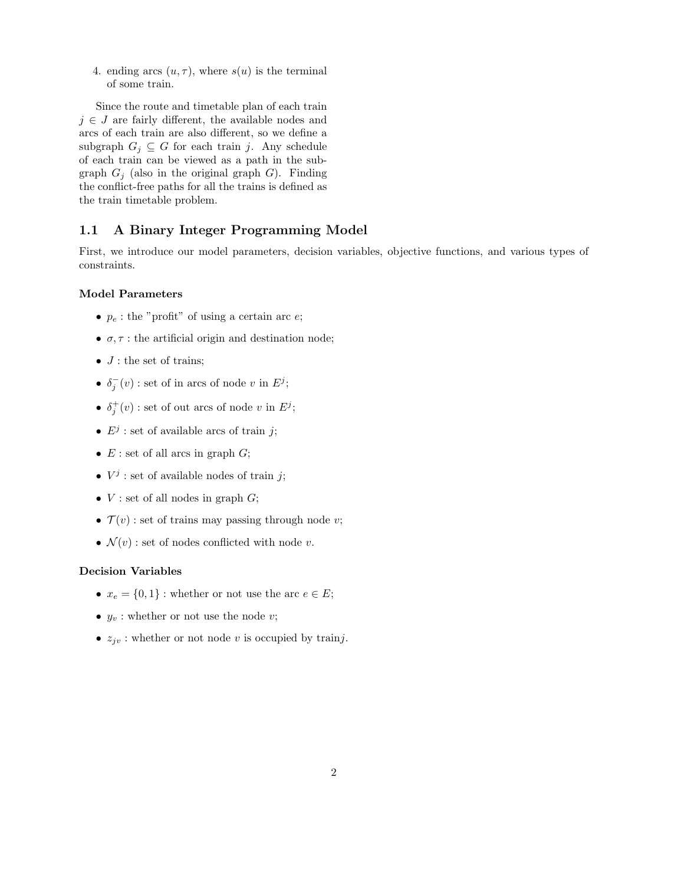4. ending arcs $(u, \tau)$, where $s(u)$ is the terminal of some train.

Since the route and timetable plan of each train $j \in J$ are fairly different, the available nodes and arcs of each train are also different, so we define a subgraph $G_j \subseteq G$ for each train $j$. Any schedule of each train can be viewed as a path in the subgraph $G_j$ (also in the original graph $G$). Finding the conflict-free paths for all the trains is defined as the train timetable problem.

## 1.1 A Binary Integer Programming Model

First, we introduce our model parameters, decision variables, objective functions, and various types of constraints.

### Model Parameters

- $p_e$ : the "profit" of using a certain arc $e$;
- $\sigma, \tau$ : the artificial origin and destination node;
- $J$ : the set of trains;
- $\delta_j^-(v)$ : set of in arcs of node $v$ in $E^j$;
- $\delta_j^+(v)$ : set of out arcs of node $v$ in $E^j$;
- $E^j$ : set of available arcs of train $j$;
- $E$ : set of all arcs in graph $G$;
- $V^j$ : set of available nodes of train $j$;
- $V$ : set of all nodes in graph $G$;
- $\mathcal{T}(v)$ : set of trains may passing through node $v$;
- $\mathcal{N}(v)$ : set of nodes conflicted with node $v$.

### Decision Variables

- $x_e = \{0, 1\}$ : whether or not use the arc $e \in E$;
- $y_v$ : whether or not use the node $v$;
- $z_{jv}$ : whether or not node $v$ is occupied by train$j$.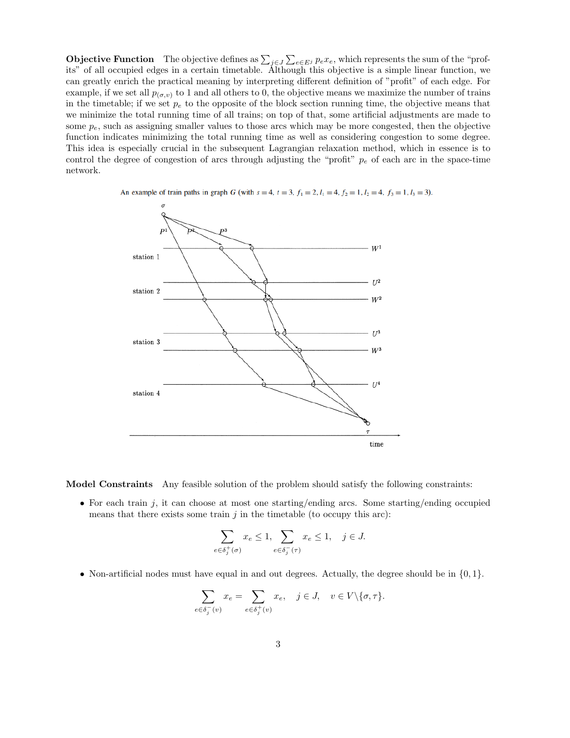**Objective Function** The objective defines as $\sum_{j\in J}\sum_{e\in E^j} p_e x_e$, which represents the sum of the "profits" of all occupied edges in a certain timetable. Although this objective is a simple linear function, we can greatly enrich the practical meaning by interpreting different definition of "profit" of each edge. For example, if we set all $p_{(\sigma,v)}$ to 1 and all others to 0, the objective means we maximize the number of trains in the timetable; if we set $p_e$ to the opposite of the block section running time, the objective means that we minimize the total running time of all trains; on top of that, some artificial adjustments are made to some $p_e$, such as assigning smaller values to those arcs which may be more congested, then the objective function indicates minimizing the total running time as well as considering congestion to some degree. This idea is especially crucial in the subsequent Lagrangian relaxation method, which in essence is to control the degree of congestion of arcs through adjusting the "profit" $p_e$ of each arc in the space-time network.

An example of train paths in graph $G$ (with $s=4$, $t=3$, $f_1=2$, $l_1=4$, $f_2=1$, $l_2=4$, $f_3=1$, $l_3=3$).

**Model Constraints** Any feasible solution of the problem should satisfy the following constraints:

- For each train $j$, it can choose at most one starting/ending arcs. Some starting/ending occupied means that there exists some train $j$ in the timetable (to occupy this arc):

$$\sum_{e\in\delta_j^+(\sigma)} x_e \leq 1, \quad \sum_{e\in\delta_j^-(\tau)} x_e \leq 1, \quad j\in J.$$

- Non-artificial nodes must have equal in and out degrees. Actually, the degree should be in $\{0,1\}$.

$$\sum_{e\in\delta_j^-(v)} x_e = \sum_{e\in\delta_j^+(v)} x_e, \quad j\in J, \quad v\in V\backslash\{\sigma,\tau\}.$$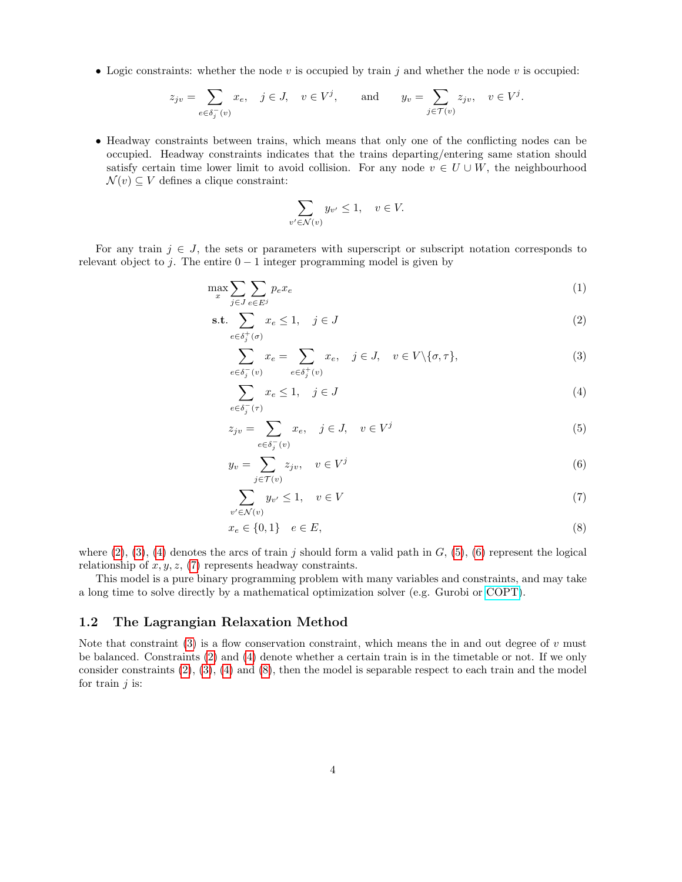- Logic constraints: whether the node $v$ is occupied by train $j$ and whether the node $v$ is occupied:

$$z_{jv} = \sum_{e \in \delta_j^-(v)} x_e, \quad j \in J, \quad v \in V^j, \qquad \text{and} \qquad y_v = \sum_{j \in \mathcal{T}(v)} z_{jv}, \quad v \in V^j.$$

- Headway constraints between trains, which means that only one of the conflicting nodes can be occupied. Headway constraints indicates that the trains departing/entering same station should satisfy certain time lower limit to avoid collision. For any node $v \in U \cup W$, the neighbourhood $\mathcal{N}(v) \subseteq V$ defines a clique constraint:

$$\sum_{v' \in \mathcal{N}(v)} y_{v'} \leq 1, \quad v \in V.$$

For any train $j \in J$, the sets or parameters with superscript or subscript notation corresponds to relevant object to $j$. The entire $0-1$ integer programming model is given by

$$\max_x \sum_{j \in J} \sum_{e \in E^j} p_e x_e \tag{1}$$

$$\textbf{s.t.} \sum_{e \in \delta_j^+(\sigma)} x_e \leq 1, \quad j \in J \tag{2}$$

$$\sum_{e \in \delta_j^-(v)} x_e = \sum_{e \in \delta_j^+(v)} x_e, \quad j \in J, \quad v \in V \backslash \{\sigma, \tau\}, \tag{3}$$

$$\sum_{e \in \delta_j^-(\tau)} x_e \leq 1, \quad j \in J \tag{4}$$

$$z_{jv} = \sum_{e \in \delta_j^-(v)} x_e, \quad j \in J, \quad v \in V^j \tag{5}$$

$$y_v = \sum_{j \in \mathcal{T}(v)} z_{jv}, \quad v \in V^j \tag{6}$$

$$\sum_{v' \in \mathcal{N}(v)} y_{v'} \leq 1, \quad v \in V \tag{7}$$

$$x_e \in \{0, 1\} \quad e \in E, \tag{8}$$

where (2), (3), (4) denotes the arcs of train $j$ should form a valid path in $G$, (5), (6) represent the logical relationship of $x, y, z$, (7) represents headway constraints.

This model is a pure binary programming problem with many variables and constraints, and may take a long time to solve directly by a mathematical optimization solver (e.g. Gurobi or COPT).

### 1.2 The Lagrangian Relaxation Method

Note that constraint (3) is a flow conservation constraint, which means the in and out degree of $v$ must be balanced. Constraints (2) and (4) denote whether a certain train is in the timetable or not. If we only consider constraints (2), (3), (4) and (8), then the model is separable respect to each train and the model for train $j$ is: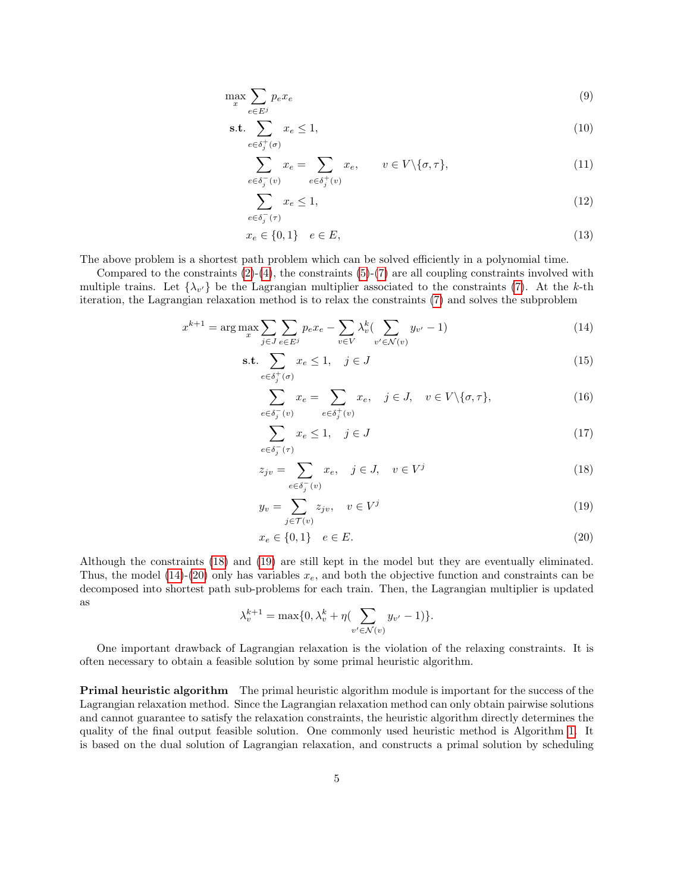$$
\max_{x} \sum_{e \in E^j} p_e x_e \tag{9}
$$

$$
\textbf{s.t.} \sum_{e \in \delta_j^+(\sigma)} x_e \leq 1, \tag{10}
$$

$$
\sum_{e \in \delta_j^-(v)} x_e = \sum_{e \in \delta_j^+(v)} x_e, \qquad v \in V \backslash \{\sigma, \tau\}, \tag{11}
$$

$$
\sum_{e \in \delta_j^-(\tau)} x_e \leq 1, \tag{12}
$$

$$
x_e \in \{0, 1\} \quad e \in E, \tag{13}
$$

The above problem is a shortest path problem which can be solved efficiently in a polynomial time.

Compared to the constraints (2)-(4), the constraints (5)-(7) are all coupling constraints involved with multiple trains. Let $\{\lambda_{v'}\}$ be the Lagrangian multiplier associated to the constraints (7). At the $k$-th iteration, the Lagrangian relaxation method is to relax the constraints (7) and solves the subproblem

$$
x^{k+1} = \arg\max_{x} \sum_{j \in J} \sum_{e \in E^j} p_e x_e - \sum_{v \in V} \lambda_v^k \Big( \sum_{v' \in \mathcal{N}(v)} y_{v'} - 1 \Big) \tag{14}
$$

$$
\textbf{s.t.} \sum_{e \in \delta_j^+(\sigma)} x_e \leq 1, \quad j \in J \tag{15}
$$

$$
\sum_{e \in \delta_j^-(v)} x_e = \sum_{e \in \delta_j^+(v)} x_e, \quad j \in J, \quad v \in V \backslash \{\sigma, \tau\}, \tag{16}
$$

$$
\sum_{e \in \delta_j^-(\tau)} x_e \leq 1, \quad j \in J \tag{17}
$$

$$
z_{jv} = \sum_{e \in \delta_j^-(v)} x_e, \quad j \in J, \quad v \in V^j \tag{18}
$$

$$
y_v = \sum_{j \in \mathcal{T}(v)} z_{jv}, \quad v \in V^j \tag{19}
$$

$$
x_e \in \{0, 1\} \quad e \in E. \tag{20}
$$

Although the constraints (18) and (19) are still kept in the model but they are eventually eliminated. Thus, the model (14)-(20) only has variables $x_e$, and both the objective function and constraints can be decomposed into shortest path sub-problems for each train. Then, the Lagrangian multiplier is updated as

$$
\lambda_v^{k+1} = \max\{0, \lambda_v^k + \eta \Big( \sum_{v' \in \mathcal{N}(v)} y_{v'} - 1 \Big) \}.
$$

One important drawback of Lagrangian relaxation is the violation of the relaxing constraints. It is often necessary to obtain a feasible solution by some primal heuristic algorithm.

**Primal heuristic algorithm** The primal heuristic algorithm module is important for the success of the Lagrangian relaxation method. Since the Lagrangian relaxation method can only obtain pairwise solutions and cannot guarantee to satisfy the relaxation constraints, the heuristic algorithm directly determines the quality of the final output feasible solution. One commonly used heuristic method is Algorithm 1. It is based on the dual solution of Lagrangian relaxation, and constructs a primal solution by scheduling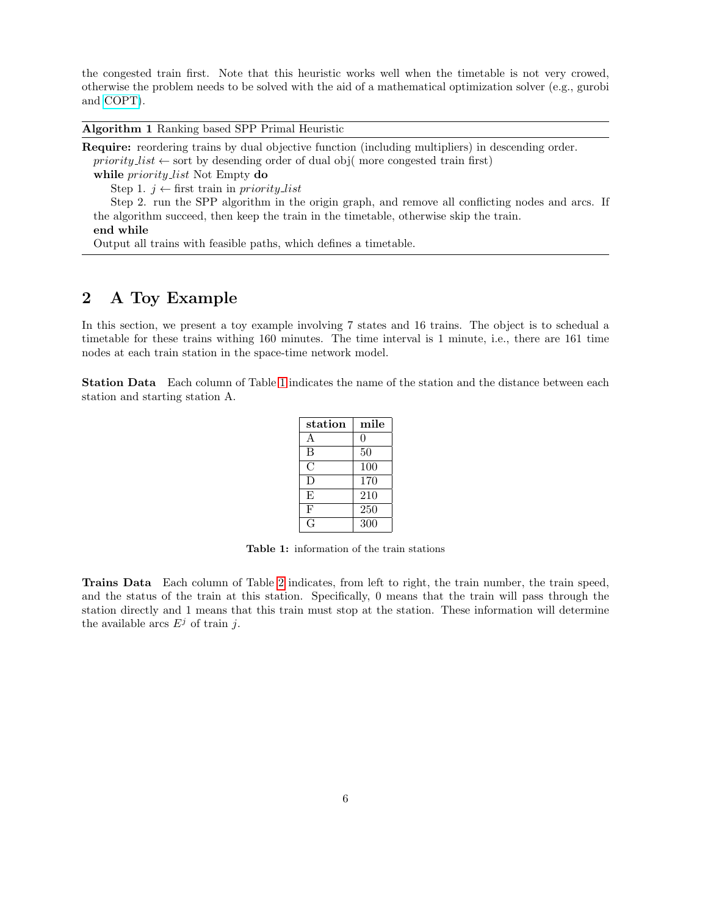the congested train first. Note that this heuristic works well when the timetable is not very crowed, otherwise the problem needs to be solved with the aid of a mathematical optimization solver (e.g., gurobi and COPT).

---

**Algorithm 1** Ranking based SPP Primal Heuristic

---

**Require:** reordering trains by dual objective function (including multipliers) in descending order.

*priority_list* ← sort by desending order of dual obj( more congested train first)

**while** *priority_list* Not Empty **do**

Step 1. $j$ ← first train in *priority_list*

Step 2. run the SPP algorithm in the origin graph, and remove all conflicting nodes and arcs. If the algorithm succeed, then keep the train in the timetable, otherwise skip the train.

**end while**

Output all trains with feasible paths, which defines a timetable.

---

## 2 A Toy Example

In this section, we present a toy example involving 7 states and 16 trains. The object is to schedual a timetable for these trains withing 160 minutes. The time interval is 1 minute, i.e., there are 161 time nodes at each train station in the space-time network model.

**Station Data** Each column of Table 1 indicates the name of the station and the distance between each station and starting station A.

| station | mile |
|---|---|
| A | 0 |
| B | 50 |
| C | 100 |
| D | 170 |
| E | 210 |
| F | 250 |
| G | 300 |

**Table 1:** information of the train stations

**Trains Data** Each column of Table 2 indicates, from left to right, the train number, the train speed, and the status of the train at this station. Specifically, 0 means that the train will pass through the station directly and 1 means that this train must stop at the station. These information will determine the available arcs $E^j$ of train $j$.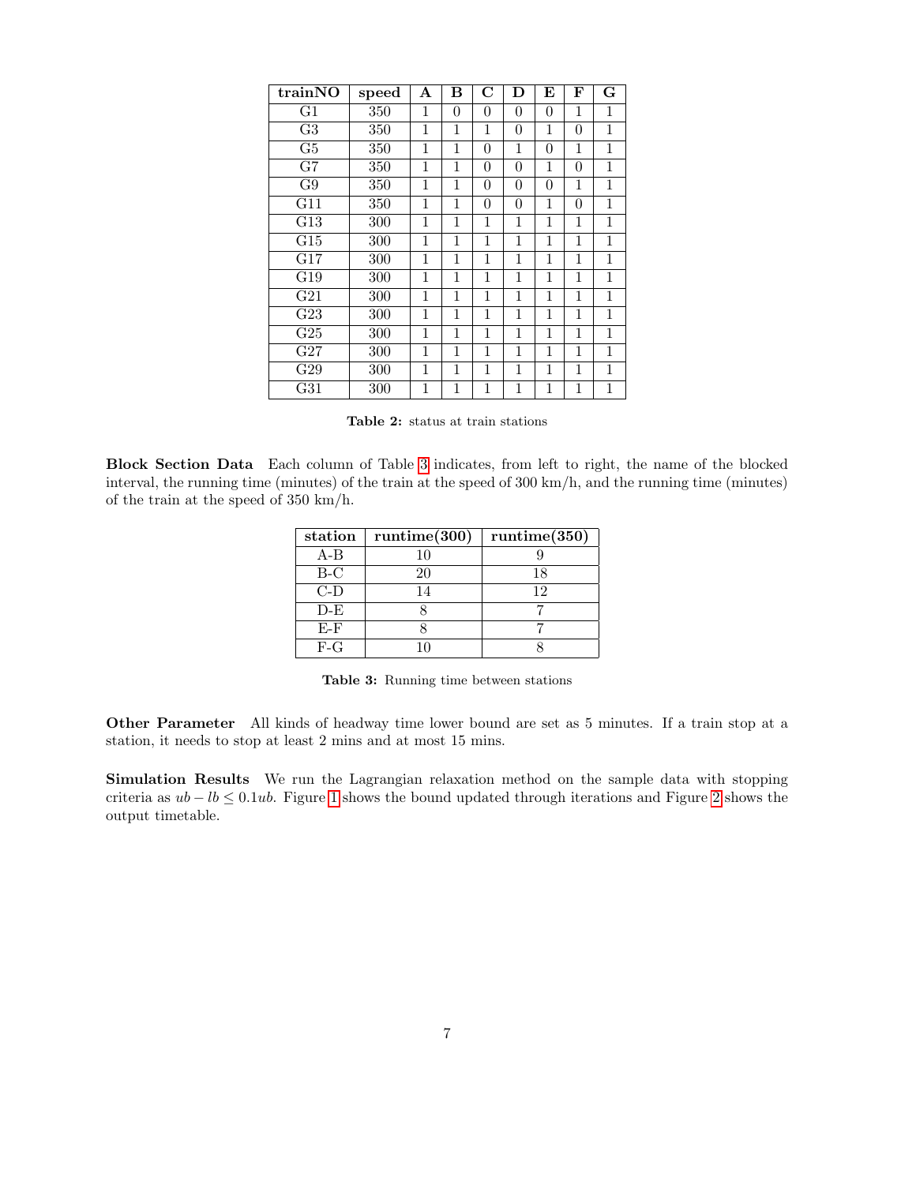| trainNO | speed | A | B | C | D | E | F | G |
|---|---|---|---|---|---|---|---|---|
| G1 | 350 | 1 | 0 | 0 | 0 | 0 | 1 | 1 |
| G3 | 350 | 1 | 1 | 1 | 0 | 1 | 0 | 1 |
| G5 | 350 | 1 | 1 | 0 | 1 | 0 | 1 | 1 |
| G7 | 350 | 1 | 1 | 0 | 0 | 1 | 0 | 1 |
| G9 | 350 | 1 | 1 | 0 | 0 | 0 | 1 | 1 |
| G11 | 350 | 1 | 1 | 0 | 0 | 1 | 0 | 1 |
| G13 | 300 | 1 | 1 | 1 | 1 | 1 | 1 | 1 |
| G15 | 300 | 1 | 1 | 1 | 1 | 1 | 1 | 1 |
| G17 | 300 | 1 | 1 | 1 | 1 | 1 | 1 | 1 |
| G19 | 300 | 1 | 1 | 1 | 1 | 1 | 1 | 1 |
| G21 | 300 | 1 | 1 | 1 | 1 | 1 | 1 | 1 |
| G23 | 300 | 1 | 1 | 1 | 1 | 1 | 1 | 1 |
| G25 | 300 | 1 | 1 | 1 | 1 | 1 | 1 | 1 |
| G27 | 300 | 1 | 1 | 1 | 1 | 1 | 1 | 1 |
| G29 | 300 | 1 | 1 | 1 | 1 | 1 | 1 | 1 |
| G31 | 300 | 1 | 1 | 1 | 1 | 1 | 1 | 1 |

**Table 2:** status at train stations

**Block Section Data** Each column of Table 3 indicates, from left to right, the name of the blocked interval, the running time (minutes) of the train at the speed of 300 km/h, and the running time (minutes) of the train at the speed of 350 km/h.

| station | runtime(300) | runtime(350) |
|---|---|---|
| A-B | 10 | 9 |
| B-C | 20 | 18 |
| C-D | 14 | 12 |
| D-E | 8 | 7 |
| E-F | 8 | 7 |
| F-G | 10 | 8 |

**Table 3:** Running time between stations

**Other Parameter** All kinds of headway time lower bound are set as 5 minutes. If a train stop at a station, it needs to stop at least 2 mins and at most 15 mins.

**Simulation Results** We run the Lagrangian relaxation method on the sample data with stopping criteria as $ub - lb \leq 0.1ub$. Figure 1 shows the bound updated through iterations and Figure 2 shows the output timetable.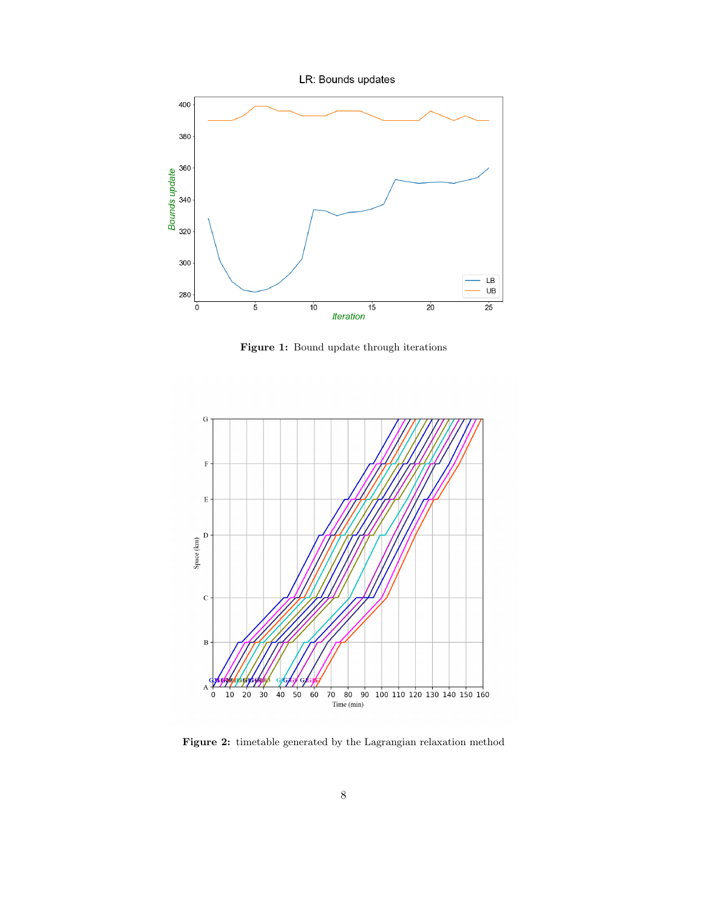**Figure 1:** Bound update through iterations

**Figure 2:** timetable generated by the Lagrangian relaxation method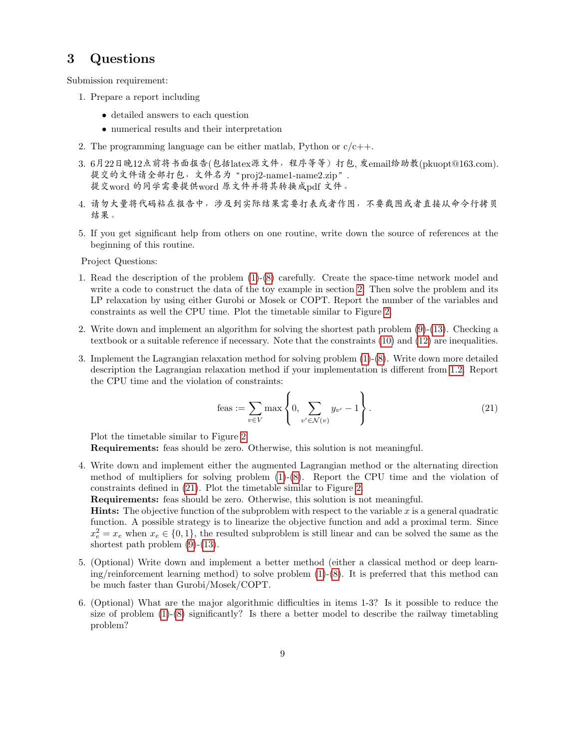## 3 Questions

Submission requirement:

1. Prepare a report including
   - detailed answers to each question
   - numerical results and their interpretation
2. The programming language can be either matlab, Python or c/c++.
3. 6月22日晚12点前将书面报告(包括latex源文件，程序等等）打包，发email给助教(pkuopt@163.com). 提交的文件请全部打包，文件名为“proj2-name1-name2.zip”. 提交word 的同学需要提供word 原文件并将其转换成pdf 文件。
4. 请勿大量将代码粘在报告中，涉及到实际结果需要打表或者作图，不要截图或者直接从命令行拷贝结果。
5. If you get significant help from others on one routine, write down the source of references at the beginning of this routine.

Project Questions:

1. Read the description of the problem (1)-(8) carefully. Create the space-time network model and write a code to construct the data of the toy example in section 2. Then solve the problem and its LP relaxation by using either Gurobi or Mosek or COPT. Report the number of the variables and constraints as well the CPU time. Plot the timetable similar to Figure 2.
2. Write down and implement an algorithm for solving the shortest path problem (9)-(13). Checking a textbook or a suitable reference if necessary. Note that the constraints (10) and (12) are inequalities.
3. Implement the Lagrangian relaxation method for solving problem (1)-(8). Write down more detailed description the Lagrangian relaxation method if your implementation is different from 1.2. Report the CPU time and the violation of constraints:
$$\text{feas} := \sum_{v\in V} \max\left\{0, \sum_{v'\in\mathcal{N}(v)} y_{v'} - 1\right\}. \tag{21}$$
Plot the timetable similar to Figure 2.
**Requirements:** feas should be zero. Otherwise, this solution is not meaningful.
4. Write down and implement either the augmented Lagrangian method or the alternating direction method of multipliers for solving problem (1)-(8). Report the CPU time and the violation of constraints defined in (21). Plot the timetable similar to Figure 2.
**Requirements:** feas should be zero. Otherwise, this solution is not meaningful.
**Hints:** The objective function of the subproblem with respect to the variable $x$ is a general quadratic function. A possible strategy is to linearize the objective function and add a proximal term. Since $x_e^2 = x_e$ when $x_e \in \{0, 1\}$, the resulted subproblem is still linear and can be solved the same as the shortest path problem (9)-(13).
5. (Optional) Write down and implement a better method (either a classical method or deep learning/reinforcement learning method) to solve problem (1)-(8). It is preferred that this method can be much faster than Gurobi/Mosek/COPT.
6. (Optional) What are the major algorithmic difficulties in items 1-3? Is it possible to reduce the size of problem (1)-(8) significantly? Is there a better model to describe the railway timetabling problem?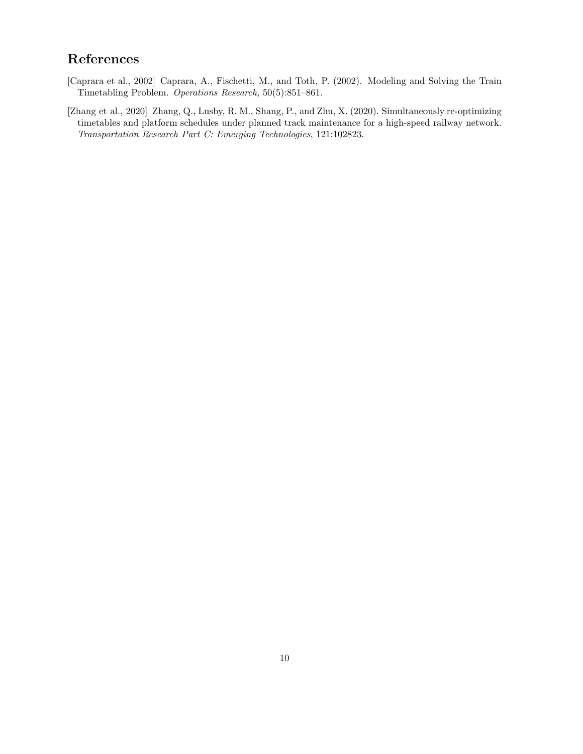## References

[Caprara et al., 2002] Caprara, A., Fischetti, M., and Toth, P. (2002). Modeling and Solving the Train Timetabling Problem. *Operations Research*, 50(5):851–861.

[Zhang et al., 2020] Zhang, Q., Lusby, R. M., Shang, P., and Zhu, X. (2020). Simultaneously re-optimizing timetables and platform schedules under planned track maintenance for a high-speed railway network. *Transportation Research Part C: Emerging Technologies*, 121:102823.